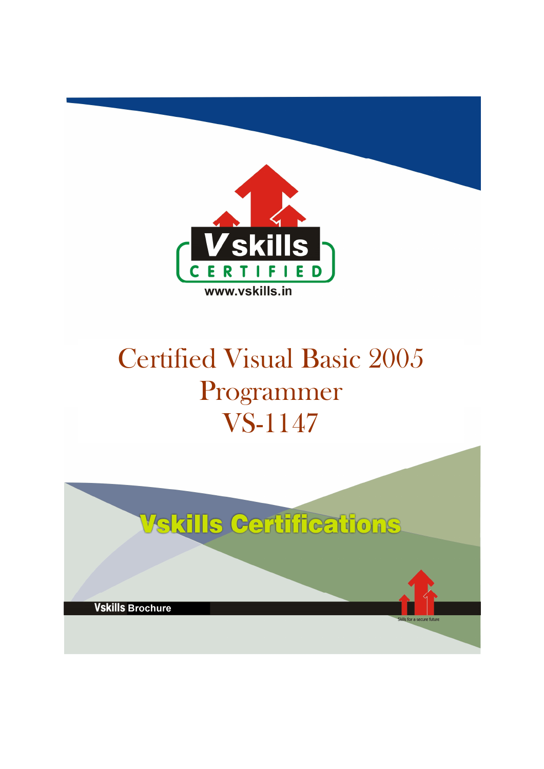Vskills CERTIFIED

www.vskills.in

# Certified Visual Basic 2005 Programmer VS-1147

## Vskills Certifications

**Vskills** Brochure

Skills for a secure future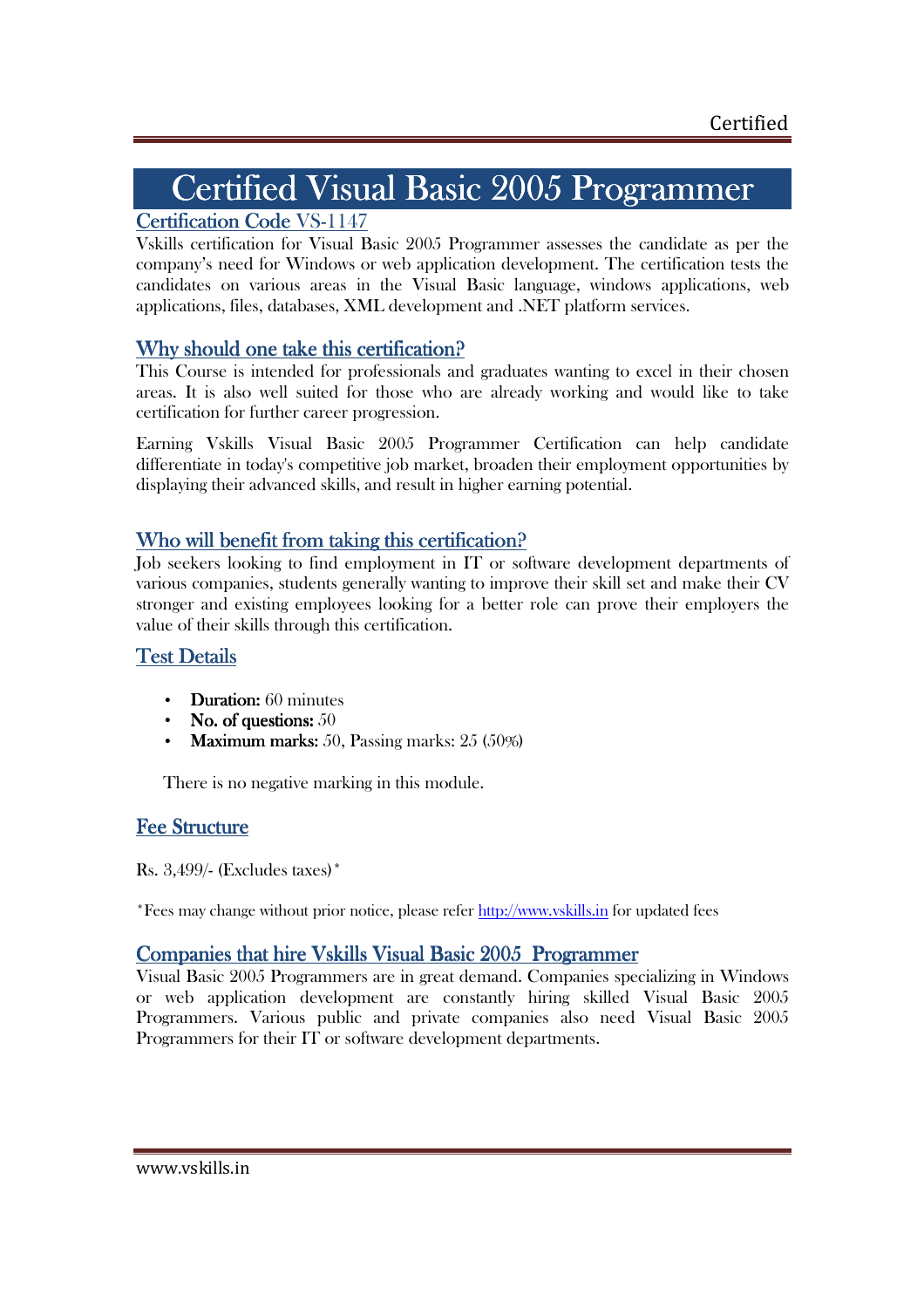# Certified Visual Basic 2005 Programmer

## Certification Code VS-1147

Vskills certification for Visual Basic 2005 Programmer assesses the candidate as per the company's need for Windows or web application development. The certification tests the candidates on various areas in the Visual Basic language, windows applications, web applications, files, databases, XML development and .NET platform services.

## Why should one take this certification?

This Course is intended for professionals and graduates wanting to excel in their chosen areas. It is also well suited for those who are already working and would like to take certification for further career progression.

Earning Vskills Visual Basic 2005 Programmer Certification can help candidate differentiate in today's competitive job market, broaden their employment opportunities by displaying their advanced skills, and result in higher earning potential.

## Who will benefit from taking this certification?

Job seekers looking to find employment in IT or software development departments of various companies, students generally wanting to improve their skill set and make their CV stronger and existing employees looking for a better role can prove their employers the value of their skills through this certification.

## Test Details

- **Duration:** 60 minutes
- **No. of questions:** 50
- **Maximum marks:** 50, Passing marks: 25 (50%)

There is no negative marking in this module.

## Fee Structure

Rs. 3,499/- (Excludes taxes)*

*Fees may change without prior notice, please refer http://www.vskills.in for updated fees

## Companies that hire Vskills Visual Basic 2005 Programmer

Visual Basic 2005 Programmers are in great demand. Companies specializing in Windows or web application development are constantly hiring skilled Visual Basic 2005 Programmers. Various public and private companies also need Visual Basic 2005 Programmers for their IT or software development departments.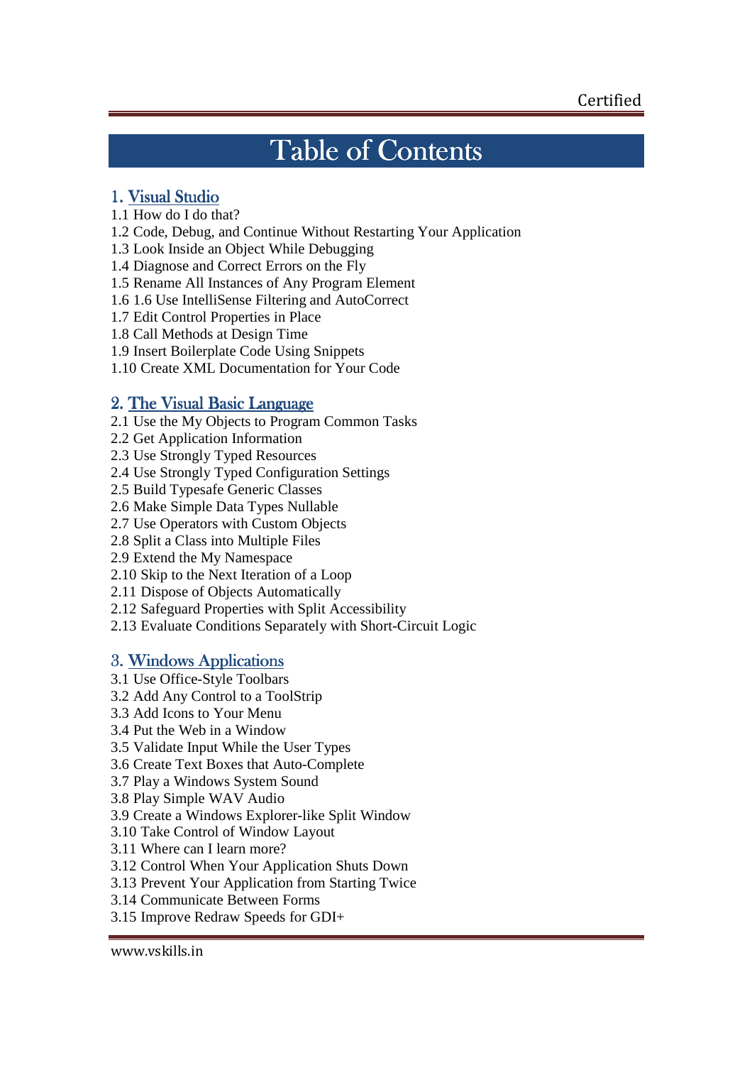# Table of Contents

## 1. Visual Studio

1.1 How do I do that?
1.2 Code, Debug, and Continue Without Restarting Your Application
1.3 Look Inside an Object While Debugging
1.4 Diagnose and Correct Errors on the Fly
1.5 Rename All Instances of Any Program Element
1.6 1.6 Use IntelliSense Filtering and AutoCorrect
1.7 Edit Control Properties in Place
1.8 Call Methods at Design Time
1.9 Insert Boilerplate Code Using Snippets
1.10 Create XML Documentation for Your Code

## 2. The Visual Basic Language

2.1 Use the My Objects to Program Common Tasks
2.2 Get Application Information
2.3 Use Strongly Typed Resources
2.4 Use Strongly Typed Configuration Settings
2.5 Build Typesafe Generic Classes
2.6 Make Simple Data Types Nullable
2.7 Use Operators with Custom Objects
2.8 Split a Class into Multiple Files
2.9 Extend the My Namespace
2.10 Skip to the Next Iteration of a Loop
2.11 Dispose of Objects Automatically
2.12 Safeguard Properties with Split Accessibility
2.13 Evaluate Conditions Separately with Short-Circuit Logic

## 3. Windows Applications

3.1 Use Office-Style Toolbars
3.2 Add Any Control to a ToolStrip
3.3 Add Icons to Your Menu
3.4 Put the Web in a Window
3.5 Validate Input While the User Types
3.6 Create Text Boxes that Auto-Complete
3.7 Play a Windows System Sound
3.8 Play Simple WAV Audio
3.9 Create a Windows Explorer-like Split Window
3.10 Take Control of Window Layout
3.11 Where can I learn more?
3.12 Control When Your Application Shuts Down
3.13 Prevent Your Application from Starting Twice
3.14 Communicate Between Forms
3.15 Improve Redraw Speeds for GDI+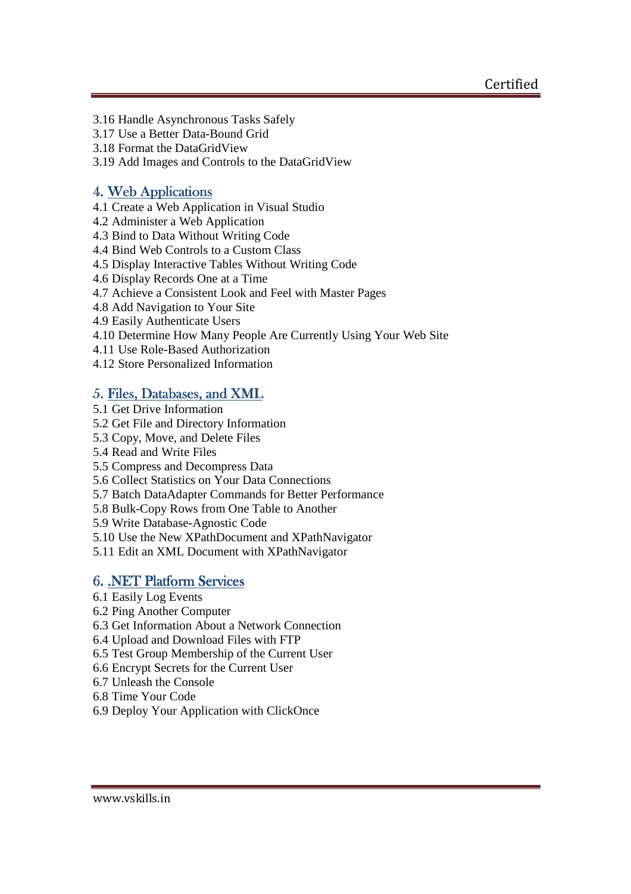3.16 Handle Asynchronous Tasks Safely
3.17 Use a Better Data-Bound Grid
3.18 Format the DataGridView
3.19 Add Images and Controls to the DataGridView

## 4. Web Applications

4.1 Create a Web Application in Visual Studio
4.2 Administer a Web Application
4.3 Bind to Data Without Writing Code
4.4 Bind Web Controls to a Custom Class
4.5 Display Interactive Tables Without Writing Code
4.6 Display Records One at a Time
4.7 Achieve a Consistent Look and Feel with Master Pages
4.8 Add Navigation to Your Site
4.9 Easily Authenticate Users
4.10 Determine How Many People Are Currently Using Your Web Site
4.11 Use Role-Based Authorization
4.12 Store Personalized Information

## 5. Files, Databases, and XML

5.1 Get Drive Information
5.2 Get File and Directory Information
5.3 Copy, Move, and Delete Files
5.4 Read and Write Files
5.5 Compress and Decompress Data
5.6 Collect Statistics on Your Data Connections
5.7 Batch DataAdapter Commands for Better Performance
5.8 Bulk-Copy Rows from One Table to Another
5.9 Write Database-Agnostic Code
5.10 Use the New XPathDocument and XPathNavigator
5.11 Edit an XML Document with XPathNavigator

## 6. .NET Platform Services

6.1 Easily Log Events
6.2 Ping Another Computer
6.3 Get Information About a Network Connection
6.4 Upload and Download Files with FTP
6.5 Test Group Membership of the Current User
6.6 Encrypt Secrets for the Current User
6.7 Unleash the Console
6.8 Time Your Code
6.9 Deploy Your Application with ClickOnce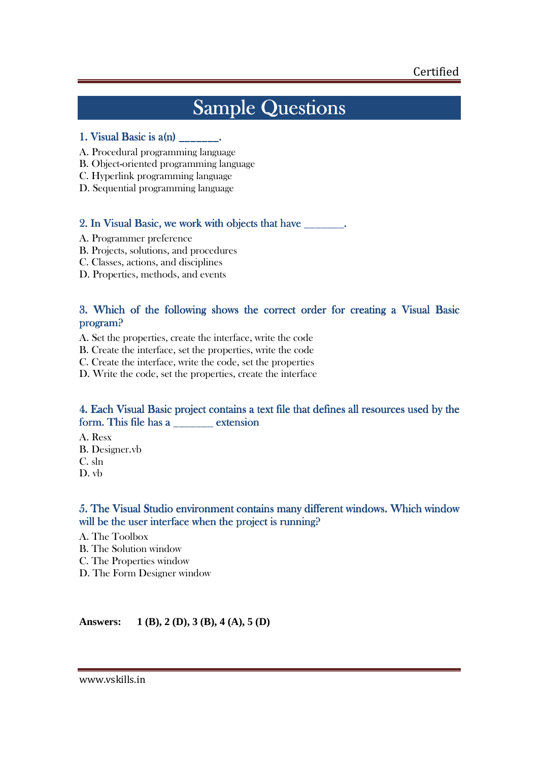# Sample Questions

### 1. Visual Basic is a(n) _______.

A. Procedural programming language
B. Object-oriented programming language
C. Hyperlink programming language
D. Sequential programming language

### 2. In Visual Basic, we work with objects that have _______.

A. Programmer preference
B. Projects, solutions, and procedures
C. Classes, actions, and disciplines
D. Properties, methods, and events

### 3. Which of the following shows the correct order for creating a Visual Basic program?

A. Set the properties, create the interface, write the code
B. Create the interface, set the properties, write the code
C. Create the interface, write the code, set the properties
D. Write the code, set the properties, create the interface

### 4. Each Visual Basic project contains a text file that defines all resources used by the form. This file has a _______ extension

A. Resx
B. Designer.vb
C. sln
D. vb

### 5. The Visual Studio environment contains many different windows. Which window will be the user interface when the project is running?

A. The Toolbox
B. The Solution window
C. The Properties window
D. The Form Designer window

**Answers: 1 (B), 2 (D), 3 (B), 4 (A), 5 (D)**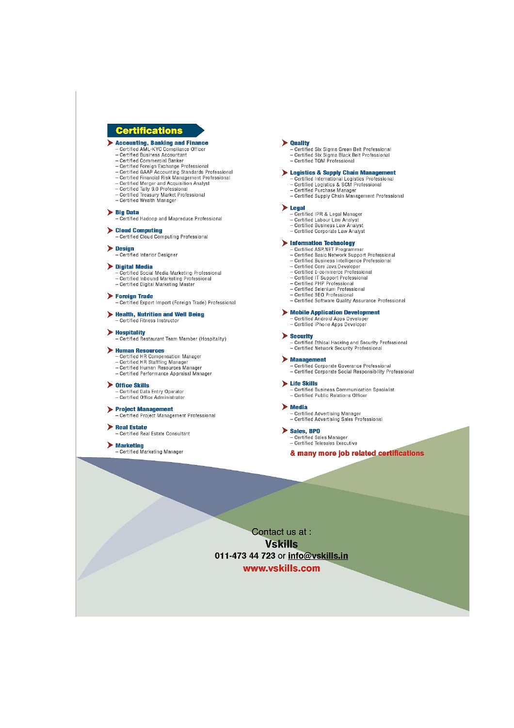## Certifications

### Accounting, Banking and Finance
- Certified AML-KYC Compliance Officer
- Certified Business Accountant
- Certified Commercial Banker
- Certified Foreign Exchange Professional
- Certified GAAP Accounting Standards Professional
- Certified Financial Risk Management Professional
- Certified Merger and Acquisition Analyst
- Certified Tally 9.0 Professional
- Certified Treasury Market Professional
- Certified Wealth Manager

### Big Data
- Certified Hadoop and Mapreduce Professional

### Cloud Computing
- Certified Cloud Computing Professional

### Design
- Certified Interior Designer

### Digital Media
- Certified Social Media Marketing Professional
- Certified Inbound Marketing Professional
- Certified Digital Marketing Master

### Foreign Trade
- Certified Export Import (Foreign Trade) Professional

### Health, Nutrition and Well Being
- Certified Fitness Instructor

### Hospitality
- Certified Restaurant Team Member (Hospitality)

### Human Resources
- Certified HR Compensation Manager
- Certified HR Stafffing Manager
- Certified Human Resources Manager
- Certified Performance Appraisal Manager

### Office Skills
- Certified Data Entry Operator
- Certified Office Administrator

### Project Management
- Certified Project Management Professional

### Real Estate
- Certified Real Estate Consultant

### Marketing
- Certified Marketing Manager

### Quality
- Certified Six Sigma Green Belt Professional
- Certified Six Sigma Black Belt Professional
- Certified TQM Professional

### Logistics & Supply Chain Management
- Certified International Logistics Professional
- Certified Logistics & SCM Professional
- Certified Purchase Manager
- Certified Supply Chain Management Professional

### Legal
- Certified IPR & Legal Manager
- Certified Labour Law Analyst
- Certified Business Law Analyst
- Certified Corporate Law Analyst

### Information Technology
- Certified ASP.NET Programmer
- Certified Basic Network Support Professional
- Certified Business Intelligence Professional
- Certified Core Java Developer
- Certified E-commerce Professional
- Certified IT Support Professional
- Certified PHP Professional
- Certified Selenium Professional
- Certified SEO Professional
- Certified Software Quality Assurance Professional

### Mobile Application Development
- Certified Android Apps Developer
- Certified iPhone Apps Developer

### Security
- Certified Ethical Hacking and Security Professional
- Certified Network Security Professional

### Management
- Certified Corporate Goverance Professional
- Certified Corporate Social Responsibility Professional

### Life Skills
- Certified Business Communication Specialist
- Certified Public Relations Officer

### Media
- Certified Advertising Manager
- Certified Advertising Sales Professional

### Sales, BPO
- Certified Sales Manager
- Certified Telesales Executive

**& many more job related certifications**

Contact us at :

**Vskills**

**011-473 44 723 or info@vskills.in**

**www.vskills.com**